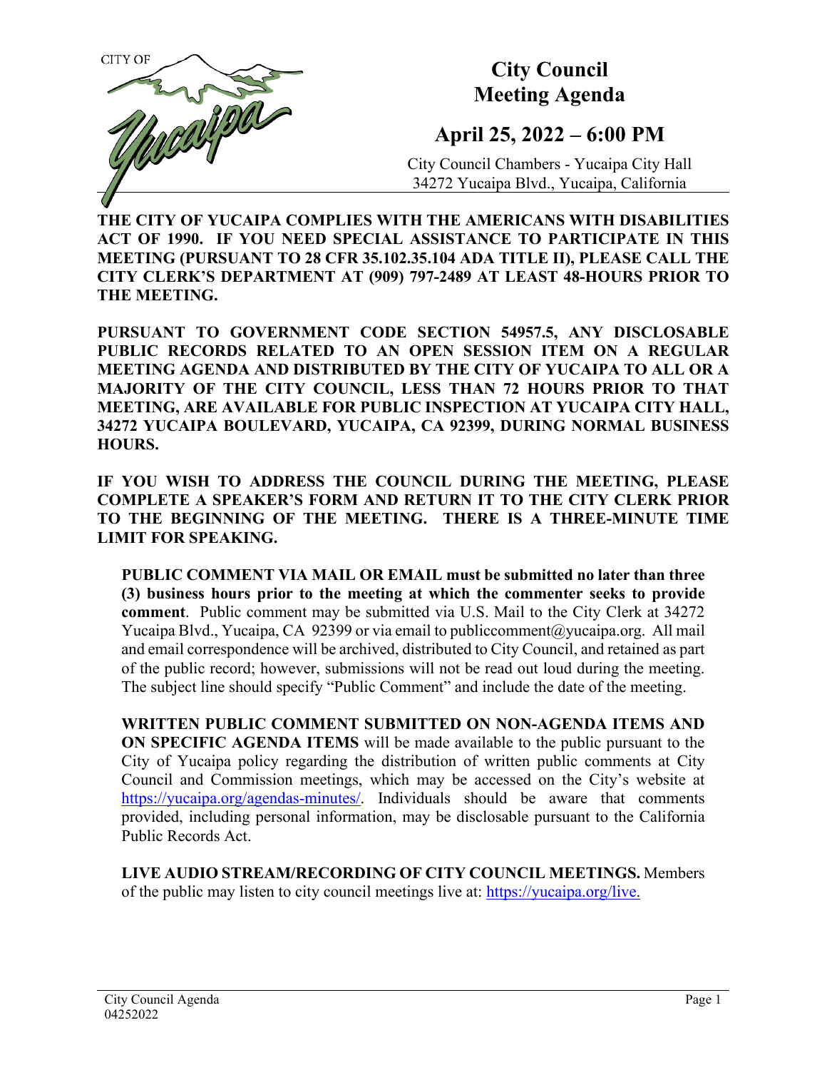CITY OF Yucaipa

# City Council Meeting Agenda

## April 25, 2022 – 6:00 PM

City Council Chambers - Yucaipa City Hall
34272 Yucaipa Blvd., Yucaipa, California

**THE CITY OF YUCAIPA COMPLIES WITH THE AMERICANS WITH DISABILITIES ACT OF 1990. IF YOU NEED SPECIAL ASSISTANCE TO PARTICIPATE IN THIS MEETING (PURSUANT TO 28 CFR 35.102.35.104 ADA TITLE II), PLEASE CALL THE CITY CLERK'S DEPARTMENT AT (909) 797-2489 AT LEAST 48-HOURS PRIOR TO THE MEETING.**

**PURSUANT TO GOVERNMENT CODE SECTION 54957.5, ANY DISCLOSABLE PUBLIC RECORDS RELATED TO AN OPEN SESSION ITEM ON A REGULAR MEETING AGENDA AND DISTRIBUTED BY THE CITY OF YUCAIPA TO ALL OR A MAJORITY OF THE CITY COUNCIL, LESS THAN 72 HOURS PRIOR TO THAT MEETING, ARE AVAILABLE FOR PUBLIC INSPECTION AT YUCAIPA CITY HALL, 34272 YUCAIPA BOULEVARD, YUCAIPA, CA 92399, DURING NORMAL BUSINESS HOURS.**

**IF YOU WISH TO ADDRESS THE COUNCIL DURING THE MEETING, PLEASE COMPLETE A SPEAKER'S FORM AND RETURN IT TO THE CITY CLERK PRIOR TO THE BEGINNING OF THE MEETING. THERE IS A THREE-MINUTE TIME LIMIT FOR SPEAKING.**

**PUBLIC COMMENT VIA MAIL OR EMAIL must be submitted no later than three (3) business hours prior to the meeting at which the commenter seeks to provide comment**. Public comment may be submitted via U.S. Mail to the City Clerk at 34272 Yucaipa Blvd., Yucaipa, CA 92399 or via email to publiccomment@yucaipa.org. All mail and email correspondence will be archived, distributed to City Council, and retained as part of the public record; however, submissions will not be read out loud during the meeting. The subject line should specify "Public Comment" and include the date of the meeting.

**WRITTEN PUBLIC COMMENT SUBMITTED ON NON-AGENDA ITEMS AND ON SPECIFIC AGENDA ITEMS** will be made available to the public pursuant to the City of Yucaipa policy regarding the distribution of written public comments at City Council and Commission meetings, which may be accessed on the City's website at https://yucaipa.org/agendas-minutes/. Individuals should be aware that comments provided, including personal information, may be disclosable pursuant to the California Public Records Act.

**LIVE AUDIO STREAM/RECORDING OF CITY COUNCIL MEETINGS.** Members of the public may listen to city council meetings live at: https://yucaipa.org/live.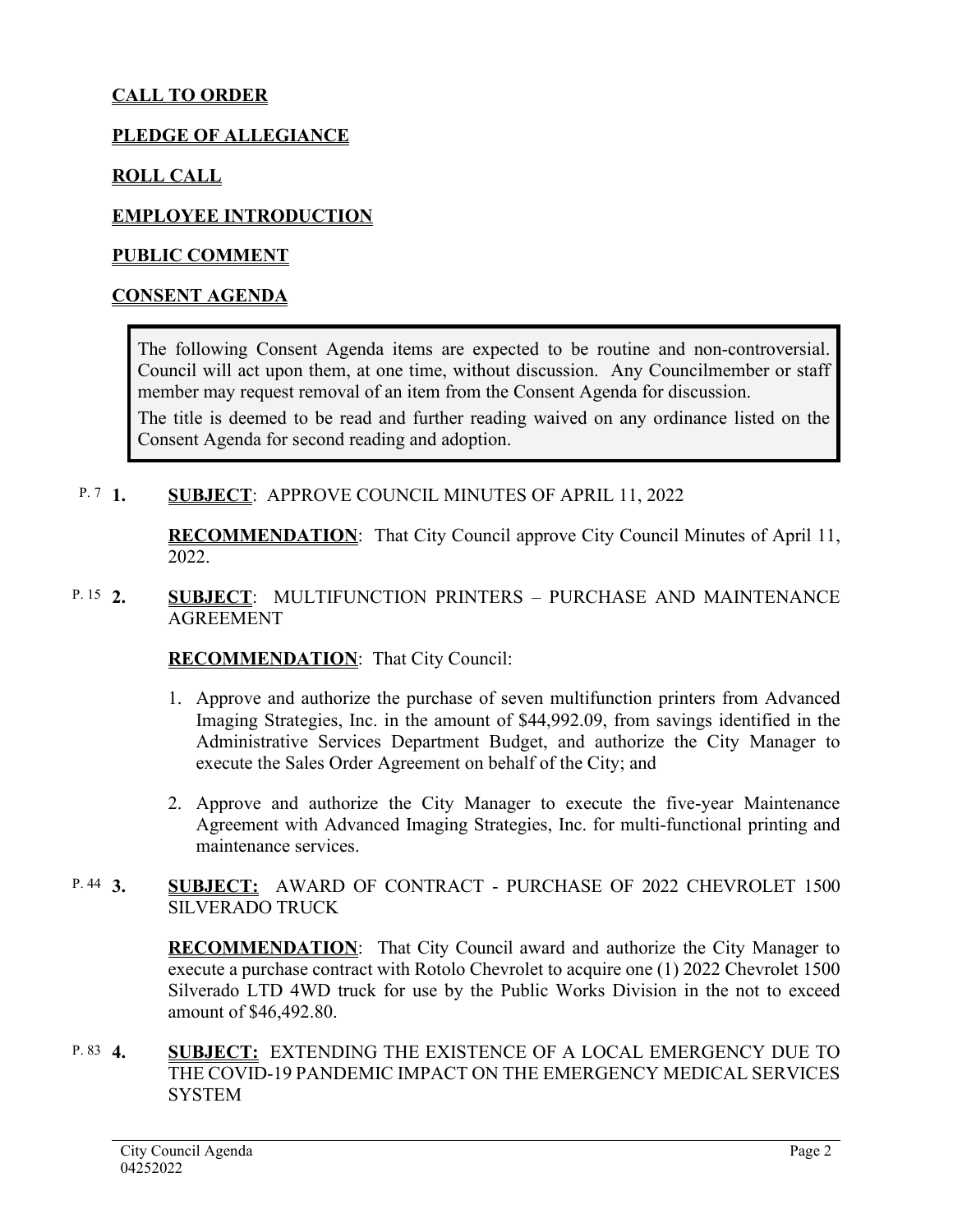## CALL TO ORDER

## PLEDGE OF ALLEGIANCE

## ROLL CALL

## EMPLOYEE INTRODUCTION

## PUBLIC COMMENT

## CONSENT AGENDA

> The following Consent Agenda items are expected to be routine and non-controversial. Council will act upon them, at one time, without discussion. Any Councilmember or staff member may request removal of an item from the Consent Agenda for discussion.
>
> The title is deemed to be read and further reading waived on any ordinance listed on the Consent Agenda for second reading and adoption.

P. 7 **1.** **SUBJECT**: APPROVE COUNCIL MINUTES OF APRIL 11, 2022

**RECOMMENDATION**: That City Council approve City Council Minutes of April 11, 2022.

P. 15 **2.** **SUBJECT**: MULTIFUNCTION PRINTERS – PURCHASE AND MAINTENANCE AGREEMENT

**RECOMMENDATION**: That City Council:

1. Approve and authorize the purchase of seven multifunction printers from Advanced Imaging Strategies, Inc. in the amount of $44,992.09, from savings identified in the Administrative Services Department Budget, and authorize the City Manager to execute the Sales Order Agreement on behalf of the City; and
2. Approve and authorize the City Manager to execute the five-year Maintenance Agreement with Advanced Imaging Strategies, Inc. for multi-functional printing and maintenance services.

P. 44 **3.** **SUBJECT:** AWARD OF CONTRACT - PURCHASE OF 2022 CHEVROLET 1500 SILVERADO TRUCK

**RECOMMENDATION**: That City Council award and authorize the City Manager to execute a purchase contract with Rotolo Chevrolet to acquire one (1) 2022 Chevrolet 1500 Silverado LTD 4WD truck for use by the Public Works Division in the not to exceed amount of $46,492.80.

P. 83 **4.** **SUBJECT:** EXTENDING THE EXISTENCE OF A LOCAL EMERGENCY DUE TO THE COVID-19 PANDEMIC IMPACT ON THE EMERGENCY MEDICAL SERVICES SYSTEM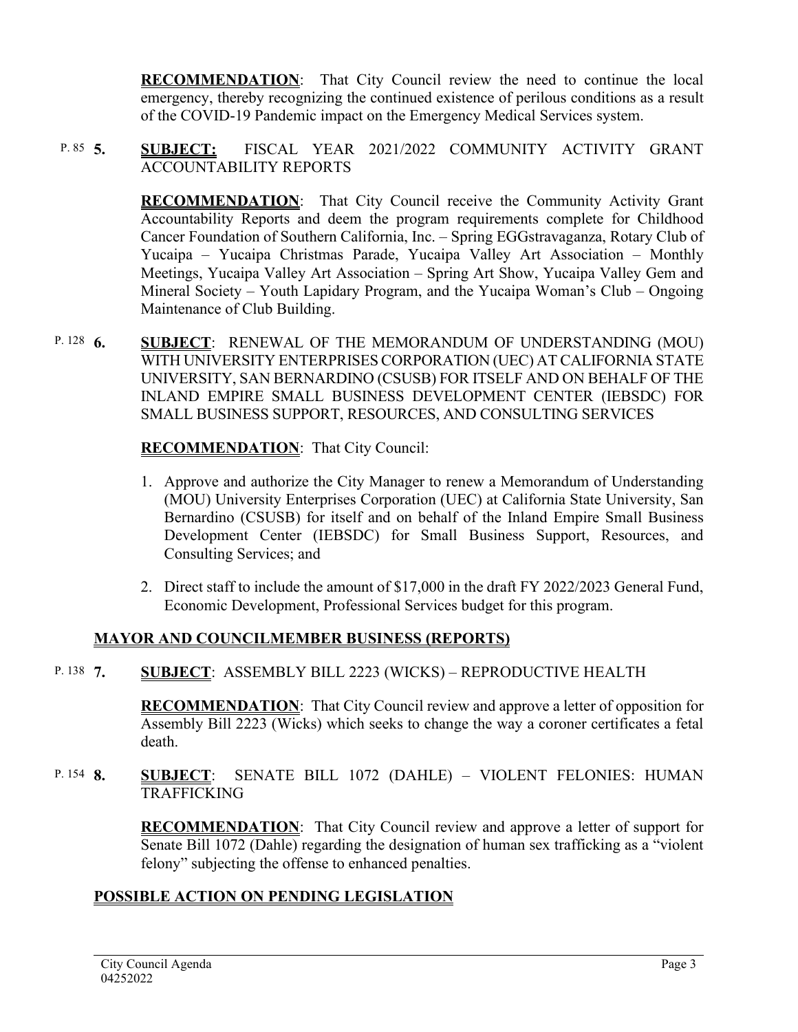**RECOMMENDATION**: That City Council review the need to continue the local emergency, thereby recognizing the continued existence of perilous conditions as a result of the COVID-19 Pandemic impact on the Emergency Medical Services system.

P. 85 **5.** **SUBJECT:** FISCAL YEAR 2021/2022 COMMUNITY ACTIVITY GRANT ACCOUNTABILITY REPORTS

**RECOMMENDATION**: That City Council receive the Community Activity Grant Accountability Reports and deem the program requirements complete for Childhood Cancer Foundation of Southern California, Inc. – Spring EGGstravaganza, Rotary Club of Yucaipa – Yucaipa Christmas Parade, Yucaipa Valley Art Association – Monthly Meetings, Yucaipa Valley Art Association – Spring Art Show, Yucaipa Valley Gem and Mineral Society – Youth Lapidary Program, and the Yucaipa Woman's Club – Ongoing Maintenance of Club Building.

P. 128 **6.** **SUBJECT**: RENEWAL OF THE MEMORANDUM OF UNDERSTANDING (MOU) WITH UNIVERSITY ENTERPRISES CORPORATION (UEC) AT CALIFORNIA STATE UNIVERSITY, SAN BERNARDINO (CSUSB) FOR ITSELF AND ON BEHALF OF THE INLAND EMPIRE SMALL BUSINESS DEVELOPMENT CENTER (IEBSDC) FOR SMALL BUSINESS SUPPORT, RESOURCES, AND CONSULTING SERVICES

**RECOMMENDATION**: That City Council:

1. Approve and authorize the City Manager to renew a Memorandum of Understanding (MOU) University Enterprises Corporation (UEC) at California State University, San Bernardino (CSUSB) for itself and on behalf of the Inland Empire Small Business Development Center (IEBSDC) for Small Business Support, Resources, and Consulting Services; and
2. Direct staff to include the amount of $17,000 in the draft FY 2022/2023 General Fund, Economic Development, Professional Services budget for this program.

## MAYOR AND COUNCILMEMBER BUSINESS (REPORTS)

P. 138 **7.** **SUBJECT**: ASSEMBLY BILL 2223 (WICKS) – REPRODUCTIVE HEALTH

**RECOMMENDATION**: That City Council review and approve a letter of opposition for Assembly Bill 2223 (Wicks) which seeks to change the way a coroner certificates a fetal death.

P. 154 **8.** **SUBJECT**: SENATE BILL 1072 (DAHLE) – VIOLENT FELONIES: HUMAN TRAFFICKING

**RECOMMENDATION**: That City Council review and approve a letter of support for Senate Bill 1072 (Dahle) regarding the designation of human sex trafficking as a "violent felony" subjecting the offense to enhanced penalties.

## POSSIBLE ACTION ON PENDING LEGISLATION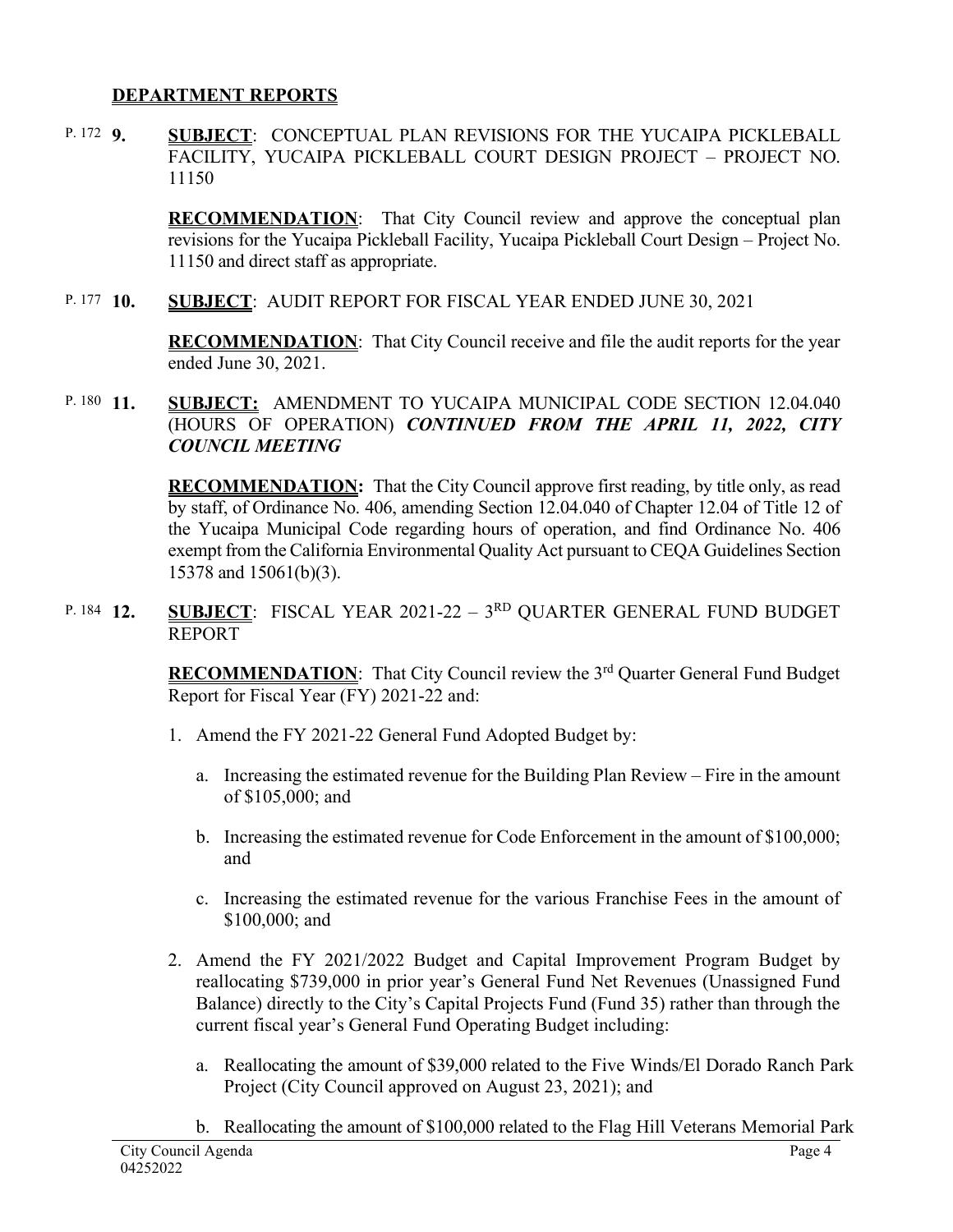## DEPARTMENT REPORTS

P. 172 **9.** **SUBJECT**: CONCEPTUAL PLAN REVISIONS FOR THE YUCAIPA PICKLEBALL FACILITY, YUCAIPA PICKLEBALL COURT DESIGN PROJECT – PROJECT NO. 11150

**RECOMMENDATION**: That City Council review and approve the conceptual plan revisions for the Yucaipa Pickleball Facility, Yucaipa Pickleball Court Design – Project No. 11150 and direct staff as appropriate.

P. 177 **10.** **SUBJECT**: AUDIT REPORT FOR FISCAL YEAR ENDED JUNE 30, 2021

**RECOMMENDATION**: That City Council receive and file the audit reports for the year ended June 30, 2021.

P. 180 **11.** **SUBJECT:** AMENDMENT TO YUCAIPA MUNICIPAL CODE SECTION 12.04.040 (HOURS OF OPERATION) ***CONTINUED FROM THE APRIL 11, 2022, CITY COUNCIL MEETING***

**RECOMMENDATION:** That the City Council approve first reading, by title only, as read by staff, of Ordinance No. 406, amending Section 12.04.040 of Chapter 12.04 of Title 12 of the Yucaipa Municipal Code regarding hours of operation, and find Ordinance No. 406 exempt from the California Environmental Quality Act pursuant to CEQA Guidelines Section 15378 and 15061(b)(3).

P. 184 **12.** **SUBJECT**: FISCAL YEAR 2021-22 – 3RD QUARTER GENERAL FUND BUDGET REPORT

**RECOMMENDATION**: That City Council review the 3rd Quarter General Fund Budget Report for Fiscal Year (FY) 2021-22 and:

1. Amend the FY 2021-22 General Fund Adopted Budget by:

    a. Increasing the estimated revenue for the Building Plan Review – Fire in the amount of $105,000; and

    b. Increasing the estimated revenue for Code Enforcement in the amount of $100,000; and

    c. Increasing the estimated revenue for the various Franchise Fees in the amount of $100,000; and

2. Amend the FY 2021/2022 Budget and Capital Improvement Program Budget by reallocating $739,000 in prior year's General Fund Net Revenues (Unassigned Fund Balance) directly to the City's Capital Projects Fund (Fund 35) rather than through the current fiscal year's General Fund Operating Budget including:

    a. Reallocating the amount of $39,000 related to the Five Winds/El Dorado Ranch Park Project (City Council approved on August 23, 2021); and

    b. Reallocating the amount of $100,000 related to the Flag Hill Veterans Memorial Park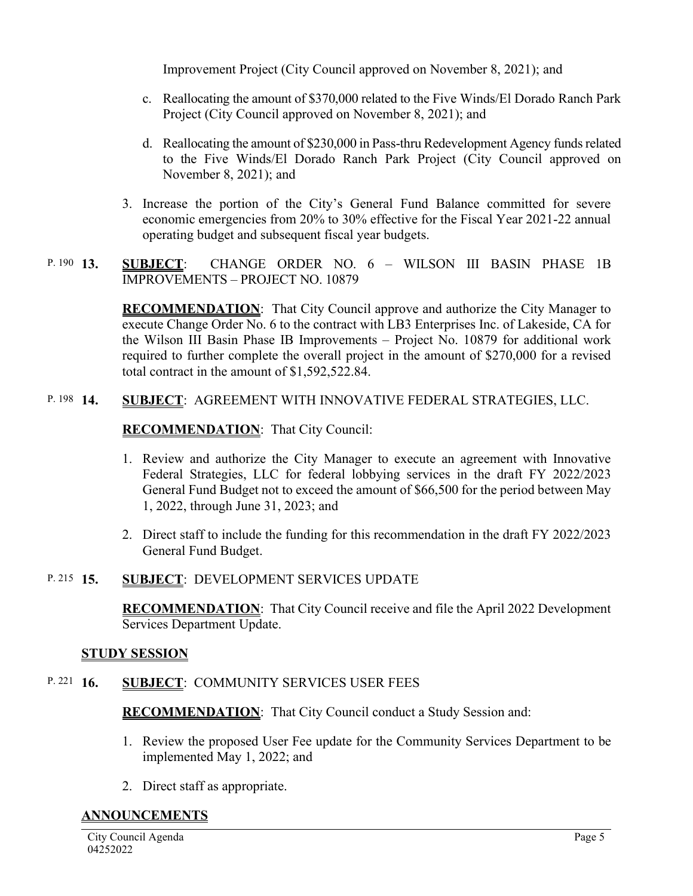Improvement Project (City Council approved on November 8, 2021); and

c. Reallocating the amount of $370,000 related to the Five Winds/El Dorado Ranch Park Project (City Council approved on November 8, 2021); and

d. Reallocating the amount of $230,000 in Pass-thru Redevelopment Agency funds related to the Five Winds/El Dorado Ranch Park Project (City Council approved on November 8, 2021); and

3. Increase the portion of the City's General Fund Balance committed for severe economic emergencies from 20% to 30% effective for the Fiscal Year 2021-22 annual operating budget and subsequent fiscal year budgets.

P. 190 **13.** **SUBJECT**: CHANGE ORDER NO. 6 – WILSON III BASIN PHASE 1B IMPROVEMENTS – PROJECT NO. 10879

**RECOMMENDATION**: That City Council approve and authorize the City Manager to execute Change Order No. 6 to the contract with LB3 Enterprises Inc. of Lakeside, CA for the Wilson III Basin Phase IB Improvements – Project No. 10879 for additional work required to further complete the overall project in the amount of $270,000 for a revised total contract in the amount of $1,592,522.84.

P. 198 **14.** **SUBJECT**: AGREEMENT WITH INNOVATIVE FEDERAL STRATEGIES, LLC.

**RECOMMENDATION**: That City Council:

1. Review and authorize the City Manager to execute an agreement with Innovative Federal Strategies, LLC for federal lobbying services in the draft FY 2022/2023 General Fund Budget not to exceed the amount of $66,500 for the period between May 1, 2022, through June 31, 2023; and

2. Direct staff to include the funding for this recommendation in the draft FY 2022/2023 General Fund Budget.

P. 215 **15.** **SUBJECT**: DEVELOPMENT SERVICES UPDATE

**RECOMMENDATION**: That City Council receive and file the April 2022 Development Services Department Update.

## STUDY SESSION

P. 221 **16.** **SUBJECT**: COMMUNITY SERVICES USER FEES

**RECOMMENDATION**: That City Council conduct a Study Session and:

1. Review the proposed User Fee update for the Community Services Department to be implemented May 1, 2022; and

2. Direct staff as appropriate.

## ANNOUNCEMENTS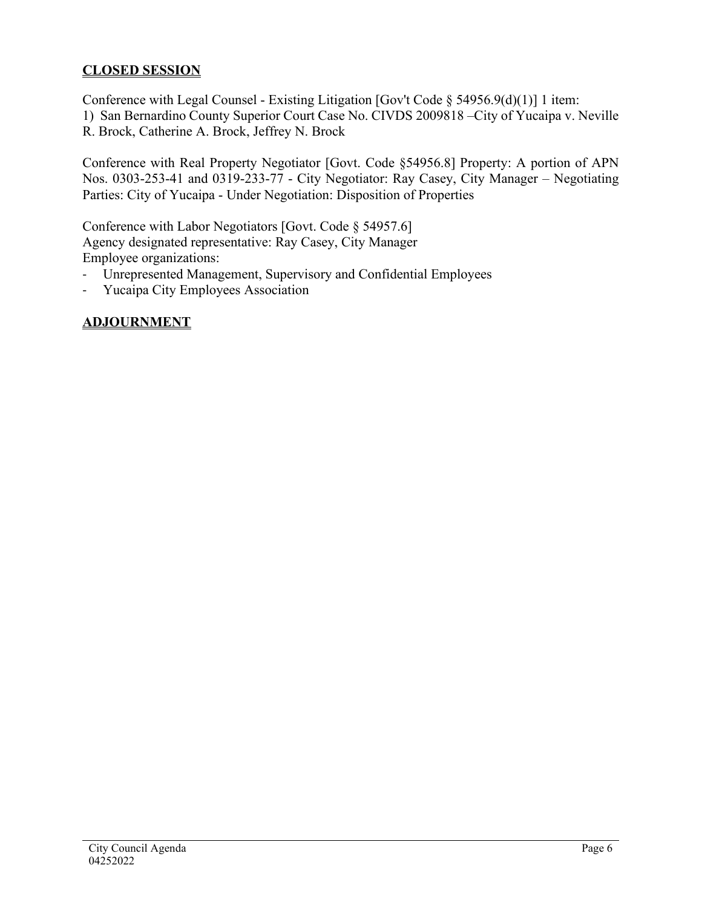## **CLOSED SESSION**

Conference with Legal Counsel - Existing Litigation [Gov't Code § 54956.9(d)(1)] 1 item:
1) San Bernardino County Superior Court Case No. CIVDS 2009818 –City of Yucaipa v. Neville R. Brock, Catherine A. Brock, Jeffrey N. Brock

Conference with Real Property Negotiator [Govt. Code §54956.8] Property: A portion of APN Nos. 0303-253-41 and 0319-233-77 - City Negotiator: Ray Casey, City Manager – Negotiating Parties: City of Yucaipa - Under Negotiation: Disposition of Properties

Conference with Labor Negotiators [Govt. Code § 54957.6]
Agency designated representative: Ray Casey, City Manager
Employee organizations:

- Unrepresented Management, Supervisory and Confidential Employees
- Yucaipa City Employees Association

## **ADJOURNMENT**